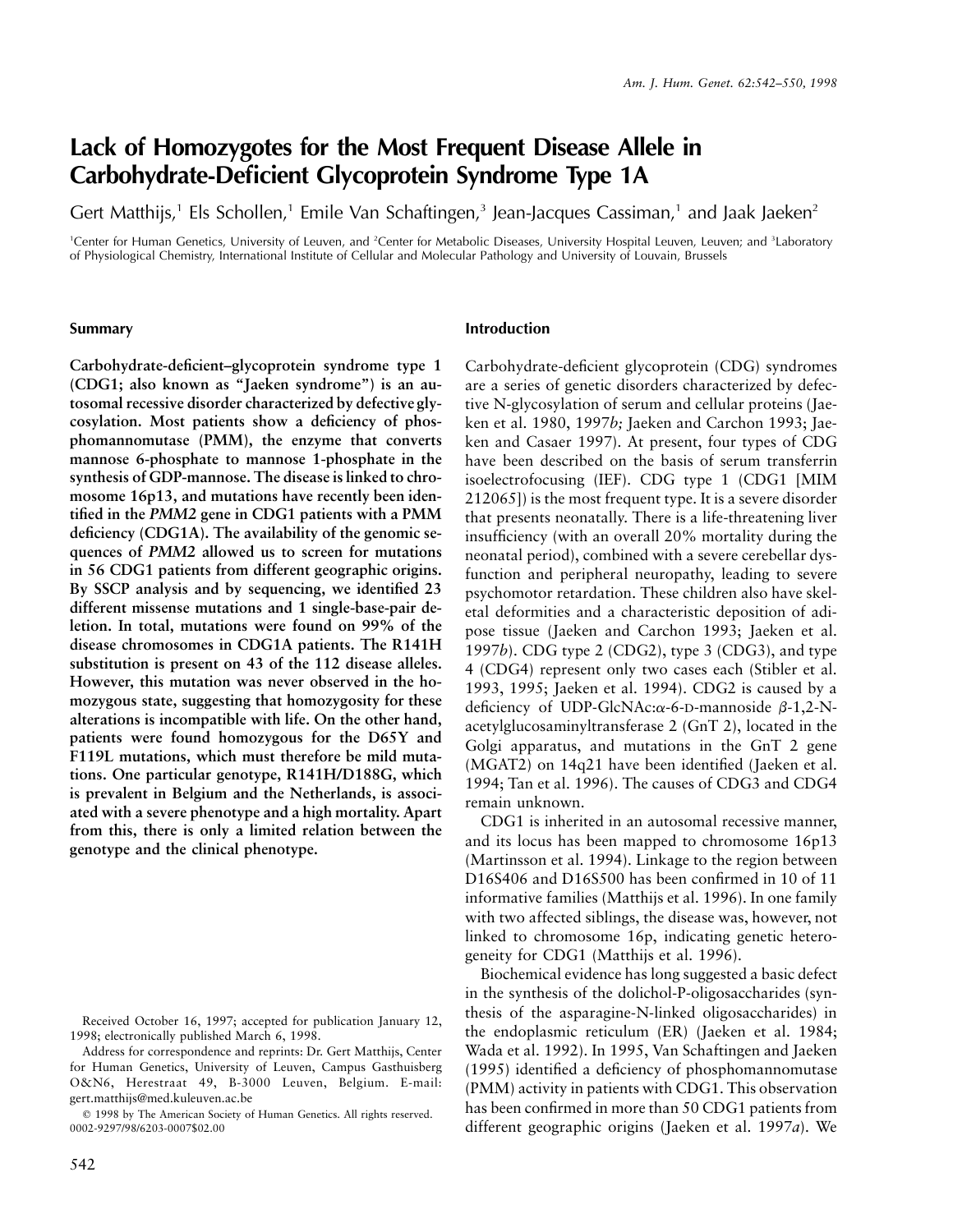# Lack of Homozygotes for the Most Frequent Disease Allele in Carbohydrate-Deficient Glycoprotein Syndrome Type 1A

Gert Matthijs,[1] Els Schollen,[1] Emile Van Schaftingen,[3] Jean-Jacques Cassiman,[1] and Jaak Jaeken[2]

[1]Center for Human Genetics, University of Leuven, and [2]Center for Metabolic Diseases, University Hospital Leuven, Leuven; and [3]Laboratory of Physiological Chemistry, International Institute of Cellular and Molecular Pathology and University of Louvain, Brussels

## Summary

**Carbohydrate-deficient–glycoprotein syndrome type 1 (CDG1; also known as "Jaeken syndrome") is an autosomal recessive disorder characterized by defective glycosylation. Most patients show a deficiency of phosphomannomutase (PMM), the enzyme that converts mannose 6-phosphate to mannose 1-phosphate in the synthesis of GDP-mannose. The disease is linked to chromosome 16p13, and mutations have recently been identified in the *PMM2* gene in CDG1 patients with a PMM deficiency (CDG1A). The availability of the genomic sequences of *PMM2* allowed us to screen for mutations in 56 CDG1 patients from different geographic origins. By SSCP analysis and by sequencing, we identified 23 different missense mutations and 1 single-base-pair deletion. In total, mutations were found on 99% of the disease chromosomes in CDG1A patients. The R141H substitution is present on 43 of the 112 disease alleles. However, this mutation was never observed in the homozygous state, suggesting that homozygosity for these alterations is incompatible with life. On the other hand, patients were found homozygous for the D65Y and F119L mutations, which must therefore be mild mutations. One particular genotype, R141H/D188G, which is prevalent in Belgium and the Netherlands, is associated with a severe phenotype and a high mortality. Apart from this, there is only a limited relation between the genotype and the clinical phenotype.**

Received October 16, 1997; accepted for publication January 12, 1998; electronically published March 6, 1998.

Address for correspondence and reprints: Dr. Gert Matthijs, Center for Human Genetics, University of Leuven, Campus Gasthuisberg O&N6, Herestraat 49, B-3000 Leuven, Belgium. E-mail: gert.matthijs@med.kuleuven.ac.be

© 1998 by The American Society of Human Genetics. All rights reserved. 0002-9297/98/6203-0007$02.00

## Introduction

Carbohydrate-deficient glycoprotein (CDG) syndromes are a series of genetic disorders characterized by defective N-glycosylation of serum and cellular proteins (Jaeken et al. 1980, 1997*b;* Jaeken and Carchon 1993; Jaeken and Casaer 1997). At present, four types of CDG have been described on the basis of serum transferrin isoelectrofocusing (IEF). CDG type 1 (CDG1 [MIM 212065]) is the most frequent type. It is a severe disorder that presents neonatally. There is a life-threatening liver insufficiency (with an overall 20% mortality during the neonatal period), combined with a severe cerebellar dysfunction and peripheral neuropathy, leading to severe psychomotor retardation. These children also have skeletal deformities and a characteristic deposition of adipose tissue (Jaeken and Carchon 1993; Jaeken et al. 1997*b*). CDG type 2 (CDG2), type 3 (CDG3), and type 4 (CDG4) represent only two cases each (Stibler et al. 1993, 1995; Jaeken et al. 1994). CDG2 is caused by a deficiency of UDP-GlcNAc:$\alpha$-6-D-mannoside $\beta$-1,2-N-acetylglucosaminyltransferase 2 (GnT 2), located in the Golgi apparatus, and mutations in the GnT 2 gene (MGAT2) on 14q21 have been identified (Jaeken et al. 1994; Tan et al. 1996). The causes of CDG3 and CDG4 remain unknown.

CDG1 is inherited in an autosomal recessive manner, and its locus has been mapped to chromosome 16p13 (Martinsson et al. 1994). Linkage to the region between D16S406 and D16S500 has been confirmed in 10 of 11 informative families (Matthijs et al. 1996). In one family with two affected siblings, the disease was, however, not linked to chromosome 16p, indicating genetic heterogeneity for CDG1 (Matthijs et al. 1996).

Biochemical evidence has long suggested a basic defect in the synthesis of the dolichol-P-oligosaccharides (synthesis of the asparagine-N-linked oligosaccharides) in the endoplasmic reticulum (ER) (Jaeken et al. 1984; Wada et al. 1992). In 1995, Van Schaftingen and Jaeken (1995) identified a deficiency of phosphomannomutase (PMM) activity in patients with CDG1. This observation has been confirmed in more than 50 CDG1 patients from different geographic origins (Jaeken et al. 1997*a*). We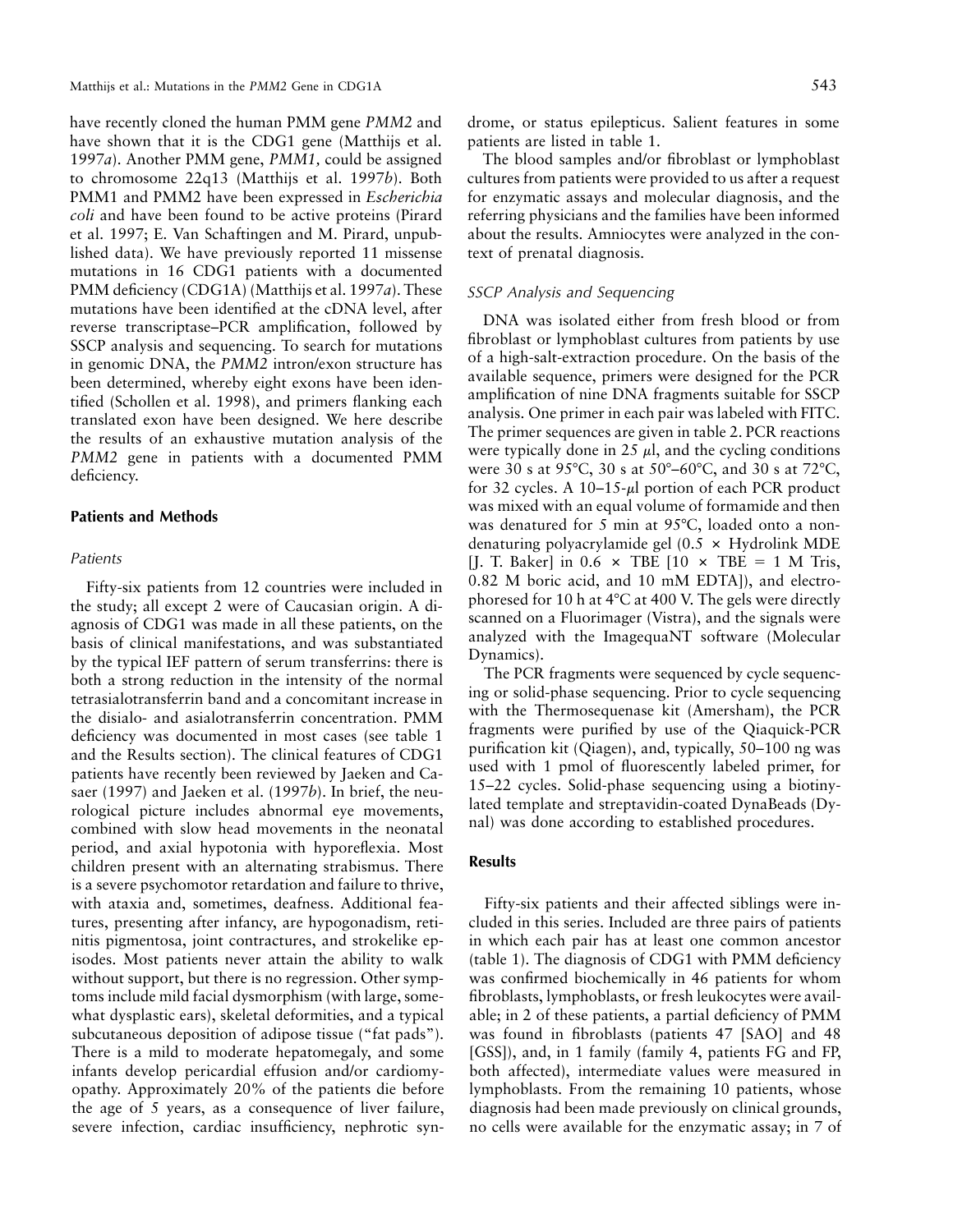have recently cloned the human PMM gene *PMM2* and have shown that it is the CDG1 gene (Matthijs et al. 1997*a*). Another PMM gene, *PMM1,* could be assigned to chromosome 22q13 (Matthijs et al. 1997*b*). Both PMM1 and PMM2 have been expressed in *Escherichia coli* and have been found to be active proteins (Pirard et al. 1997; E. Van Schaftingen and M. Pirard, unpublished data). We have previously reported 11 missense mutations in 16 CDG1 patients with a documented PMM deficiency (CDG1A) (Matthijs et al. 1997*a*). These mutations have been identified at the cDNA level, after reverse transcriptase–PCR amplification, followed by SSCP analysis and sequencing. To search for mutations in genomic DNA, the *PMM2* intron/exon structure has been determined, whereby eight exons have been identified (Schollen et al. 1998), and primers flanking each translated exon have been designed. We here describe the results of an exhaustive mutation analysis of the *PMM2* gene in patients with a documented PMM deficiency.

## Patients and Methods

### *Patients*

Fifty-six patients from 12 countries were included in the study; all except 2 were of Caucasian origin. A diagnosis of CDG1 was made in all these patients, on the basis of clinical manifestations, and was substantiated by the typical IEF pattern of serum transferrins: there is both a strong reduction in the intensity of the normal tetrasialotransferrin band and a concomitant increase in the disialo- and asialotransferrin concentration. PMM deficiency was documented in most cases (see table 1 and the Results section). The clinical features of CDG1 patients have recently been reviewed by Jaeken and Casaer (1997) and Jaeken et al. (1997*b*). In brief, the neurological picture includes abnormal eye movements, combined with slow head movements in the neonatal period, and axial hypotonia with hyporeflexia. Most children present with an alternating strabismus. There is a severe psychomotor retardation and failure to thrive, with ataxia and, sometimes, deafness. Additional features, presenting after infancy, are hypogonadism, retinitis pigmentosa, joint contractures, and strokelike episodes. Most patients never attain the ability to walk without support, but there is no regression. Other symptoms include mild facial dysmorphism (with large, somewhat dysplastic ears), skeletal deformities, and a typical subcutaneous deposition of adipose tissue ("fat pads"). There is a mild to moderate hepatomegaly, and some infants develop pericardial effusion and/or cardiomyopathy. Approximately 20% of the patients die before the age of 5 years, as a consequence of liver failure, severe infection, cardiac insufficiency, nephrotic syndrome, or status epilepticus. Salient features in some patients are listed in table 1.

The blood samples and/or fibroblast or lymphoblast cultures from patients were provided to us after a request for enzymatic assays and molecular diagnosis, and the referring physicians and the families have been informed about the results. Amniocytes were analyzed in the context of prenatal diagnosis.

### *SSCP Analysis and Sequencing*

DNA was isolated either from fresh blood or from fibroblast or lymphoblast cultures from patients by use of a high-salt-extraction procedure. On the basis of the available sequence, primers were designed for the PCR amplification of nine DNA fragments suitable for SSCP analysis. One primer in each pair was labeled with FITC. The primer sequences are given in table 2. PCR reactions were typically done in 25 $\mu$l, and the cycling conditions were 30 s at 95°C, 30 s at 50°–60°C, and 30 s at 72°C, for 32 cycles. A 10–15-$\mu$l portion of each PCR product was mixed with an equal volume of formamide and then was denatured for 5 min at 95°C, loaded onto a nondenaturing polyacrylamide gel (0.5 × Hydrolink MDE [J. T. Baker] in 0.6 × TBE [10 × TBE = 1 M Tris, 0.82 M boric acid, and 10 mM EDTA]), and electrophoresed for 10 h at 4°C at 400 V. The gels were directly scanned on a Fluorimager (Vistra), and the signals were analyzed with the ImagequaNT software (Molecular Dynamics).

The PCR fragments were sequenced by cycle sequencing or solid-phase sequencing. Prior to cycle sequencing with the Thermosequenase kit (Amersham), the PCR fragments were purified by use of the Qiaquick-PCR purification kit (Qiagen), and, typically, 50–100 ng was used with 1 pmol of fluorescently labeled primer, for 15–22 cycles. Solid-phase sequencing using a biotinylated template and streptavidin-coated DynaBeads (Dynal) was done according to established procedures.

## Results

Fifty-six patients and their affected siblings were included in this series. Included are three pairs of patients in which each pair has at least one common ancestor (table 1). The diagnosis of CDG1 with PMM deficiency was confirmed biochemically in 46 patients for whom fibroblasts, lymphoblasts, or fresh leukocytes were available; in 2 of these patients, a partial deficiency of PMM was found in fibroblasts (patients 47 [SAO] and 48 [GSS]), and, in 1 family (family 4, patients FG and FP, both affected), intermediate values were measured in lymphoblasts. From the remaining 10 patients, whose diagnosis had been made previously on clinical grounds, no cells were available for the enzymatic assay; in 7 of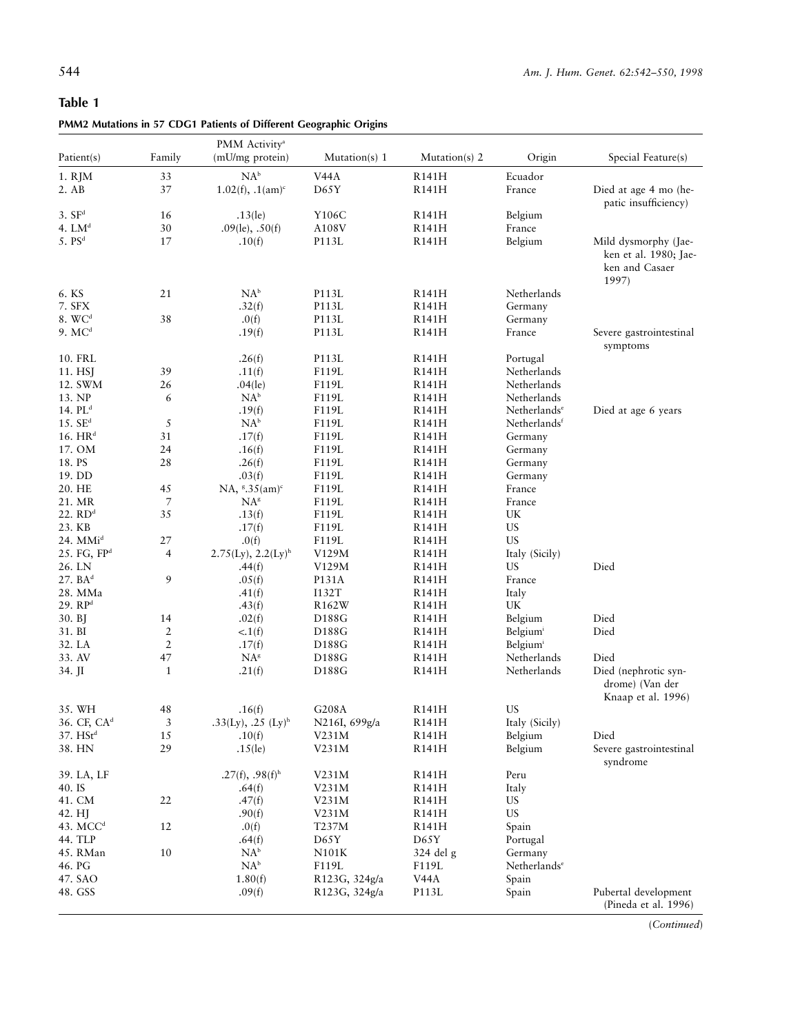## Table 1

**PMM2 Mutations in 57 CDG1 Patients of Different Geographic Origins**

| Patient(s) | Family | PMM Activity[a] (mU/mg protein) | Mutation(s) 1 | Mutation(s) 2 | Origin | Special Feature(s) |
|---|---|---|---|---|---|---|
| 1. RJM | 33 | NA[b] | V44A | R141H | Ecuador | |
| 2. AB | 37 | 1.02(f), .1(am)[c] | D65Y | R141H | France | Died at age 4 mo (hepatic insufficiency) |
| 3. SF[d] | 16 | .13(le) | Y106C | R141H | Belgium | |
| 4. LM[d] | 30 | .09(le), .50(f) | A108V | R141H | France | |
| 5. PS[d] | 17 | .10(f) | P113L | R141H | Belgium | Mild dysmorphy (Jaeken et al. 1980; Jaeken and Casaer 1997) |
| 6. KS | 21 | NA[b] | P113L | R141H | Netherlands | |
| 7. SFX | | .32(f) | P113L | R141H | Germany | |
| 8. WC[d] | 38 | .0(f) | P113L | R141H | Germany | |
| 9. MC[d] | | .19(f) | P113L | R141H | France | Severe gastrointestinal symptoms |
| 10. FRL | | .26(f) | P113L | R141H | Portugal | |
| 11. HSJ | 39 | .11(f) | F119L | R141H | Netherlands | |
| 12. SWM | 26 | .04(le) | F119L | R141H | Netherlands | |
| 13. NP | 6 | NA[b] | F119L | R141H | Netherlands | |
| 14. PL[d] | | .19(f) | F119L | R141H | Netherlands[e] | Died at age 6 years |
| 15. SE[d] | 5 | NA[b] | F119L | R141H | Netherlands[f] | |
| 16. HR[d] | 31 | .17(f) | F119L | R141H | Germany | |
| 17. OM | 24 | .16(f) | F119L | R141H | Germany | |
| 18. PS | 28 | .26(f) | F119L | R141H | Germany | |
| 19. DD | | .03(f) | F119L | R141H | Germany | |
| 20. HE | 45 | NA, [g].35(am)[c] | F119L | R141H | France | |
| 21. MR | 7 | NA[g] | F119L | R141H | France | |
| 22. RD[d] | 35 | .13(f) | F119L | R141H | UK | |
| 23. KB | | .17(f) | F119L | R141H | US | |
| 24. MMi[d] | 27 | .0(f) | F119L | R141H | US | |
| 25. FG, FP[d] | 4 | 2.75(Ly), 2.2(Ly)[h] | V129M | R141H | Italy (Sicily) | |
| 26. LN | | .44(f) | V129M | R141H | US | Died |
| 27. BA[d] | 9 | .05(f) | P131A | R141H | France | |
| 28. MMa | | .41(f) | I132T | R141H | Italy | |
| 29. RP[d] | | .43(f) | R162W | R141H | UK | |
| 30. BJ | 14 | .02(f) | D188G | R141H | Belgium | Died |
| 31. BI | 2 | <.1(f) | D188G | R141H | Belgium[i] | Died |
| 32. LA | 2 | .17(f) | D188G | R141H | Belgium[i] | |
| 33. AV | 47 | NA[g] | D188G | R141H | Netherlands | Died |
| 34. JI | 1 | .21(f) | D188G | R141H | Netherlands | Died (nephrotic syndrome) (Van der Knaap et al. 1996) |
| 35. WH | 48 | .16(f) | G208A | R141H | US | |
| 36. CF, CA[d] | 3 | .33(Ly), .25 (Ly)[h] | N216I, 699g/a | R141H | Italy (Sicily) | |
| 37. HSt[d] | 15 | .10(f) | V231M | R141H | Belgium | Died |
| 38. HN | 29 | .15(le) | V231M | R141H | Belgium | Severe gastrointestinal syndrome |
| 39. LA, LF | | .27(f), .98(f)[h] | V231M | R141H | Peru | |
| 40. IS | | .64(f) | V231M | R141H | Italy | |
| 41. CM | 22 | .47(f) | V231M | R141H | US | |
| 42. HJ | | .90(f) | V231M | R141H | US | |
| 43. MCC[d] | 12 | .0(f) | T237M | R141H | Spain | |
| 44. TLP | | .64(f) | D65Y | D65Y | Portugal | |
| 45. RMan | 10 | NA[b] | N101K | 324 del g | Germany | |
| 46. PG | | NA[b] | F119L | F119L | Netherlands[e] | |
| 47. SAO | | 1.80(f) | R123G, 324g/a | V44A | Spain | |
| 48. GSS | | .09(f) | R123G, 324g/a | P113L | Spain | Pubertal development (Pineda et al. 1996) |

(*Continued*)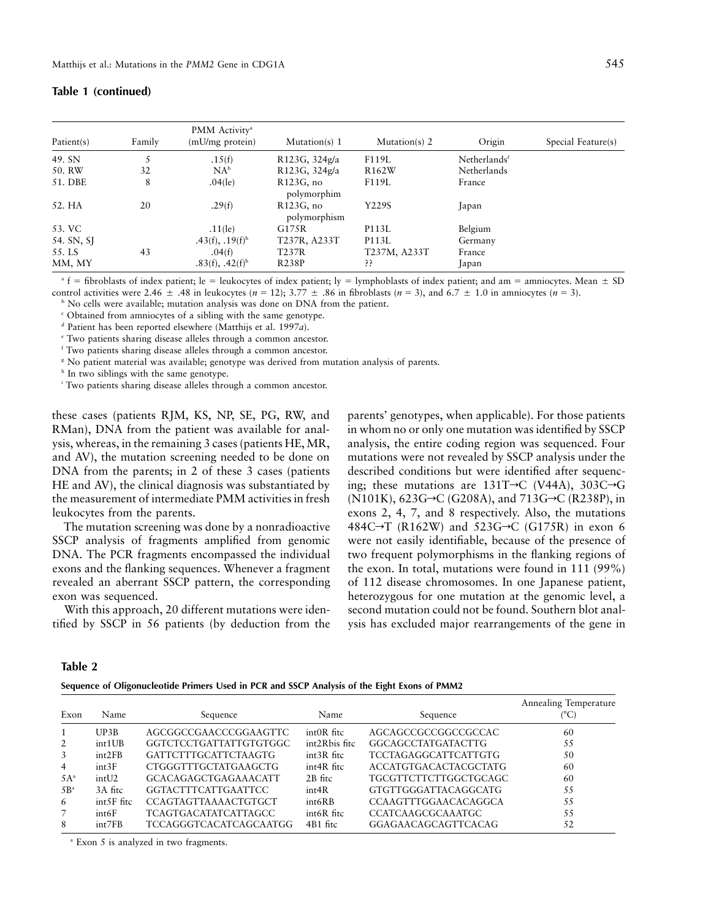**Table 1 (continued)**

| Patient(s) | Family | PMM Activity[a] (mU/mg protein) | Mutation(s) 1 | Mutation(s) 2 | Origin | Special Feature(s) |
|---|---|---|---|---|---|---|
| 49. SN | 5 | .15(f) | R123G, 324g/a | F119L | Netherlands[f] | |
| 50. RW | 32 | NA[b] | R123G, 324g/a | R162W | Netherlands | |
| 51. DBE | 8 | .04(le) | R123G, no polymorphim | F119L | France | |
| 52. HA | 20 | .29(f) | R123G, no polymorphism | Y229S | Japan | |
| 53. VC | | .11(le) | G175R | P113L | Belgium | |
| 54. SN, SJ | | .43(f), .19(f)[h] | T237R, A233T | P113L | Germany | |
| 55. LS | 43 | .04(f) | T237R | T237M, A233T | France | |
| MM, MY | | .83(f), .42(f)[h] | R238P | ?? | Japan | |

[a] f = fibroblasts of index patient; le = leukocytes of index patient; ly = lymphoblasts of index patient; and am = amniocytes. Mean ± SD control activities were 2.46 ± .48 in leukocytes ($n = 12$); 3.77 ± .86 in fibroblasts ($n = 3$), and 6.7 ± 1.0 in amniocytes ($n = 3$).

[b] No cells were available; mutation analysis was done on DNA from the patient.

[c] Obtained from amniocytes of a sibling with the same genotype.

[d] Patient has been reported elsewhere (Matthijs et al. 1997*a*).

[e] Two patients sharing disease alleles through a common ancestor.

[f] Two patients sharing disease alleles through a common ancestor.

[g] No patient material was available; genotype was derived from mutation analysis of parents.

[h] In two siblings with the same genotype.

[i] Two patients sharing disease alleles through a common ancestor.

these cases (patients RJM, KS, NP, SE, PG, RW, and RMan), DNA from the patient was available for analysis, whereas, in the remaining 3 cases (patients HE, MR, and AV), the mutation screening needed to be done on DNA from the parents; in 2 of these 3 cases (patients HE and AV), the clinical diagnosis was substantiated by the measurement of intermediate PMM activities in fresh leukocytes from the parents.

The mutation screening was done by a nonradioactive SSCP analysis of fragments amplified from genomic DNA. The PCR fragments encompassed the individual exons and the flanking sequences. Whenever a fragment revealed an aberrant SSCP pattern, the corresponding exon was sequenced.

With this approach, 20 different mutations were identified by SSCP in 56 patients (by deduction from the parents' genotypes, when applicable). For those patients in whom no or only one mutation was identified by SSCP analysis, the entire coding region was sequenced. Four mutations were not revealed by SSCP analysis under the described conditions but were identified after sequencing; these mutations are 131T→C (V44A), 303C→G (N101K), 623G→C (G208A), and 713G→C (R238P), in exons 2, 4, 7, and 8 respectively. Also, the mutations 484C→T (R162W) and 523G→C (G175R) in exon 6 were not easily identifiable, because of the presence of two frequent polymorphisms in the flanking regions of the exon. In total, mutations were found in 111 (99%) of 112 disease chromosomes. In one Japanese patient, heterozygous for one mutation at the genomic level, a second mutation could not be found. Southern blot analysis has excluded major rearrangements of the gene in

**Table 2**

**Sequence of Oligonucleotide Primers Used in PCR and SSCP Analysis of the Eight Exons of PMM2**

| Exon | Name | Sequence | Name | Sequence | Annealing Temperature (°C) |
|---|---|---|---|---|---|
| 1 | UP3B | AGCGGCCGAACCCGGAAGTTC | int0R fitc | AGCAGCCGCCGGCCGCCAC | 60 |
| 2 | int1UB | GGTCTCCTGATTATTGTGTGGC | int2Rbis fitc | GGCAGCCTATGATACTTG | 55 |
| 3 | int2FB | GATTCTTTGCATTCTAAGTG | int3R fitc | TCCTAGAGGCATTCATTGTG | 50 |
| 4 | int3F | CTGGGTTTGCTATGAAGCTG | int4R fitc | ACCATGTGACACTACGCTATG | 60 |
| 5A[a] | intU2 | GCACAGAGCTGAGAAACATT | 2B fitc | TGCGTTCTTCTTGGCTGCAGC | 60 |
| 5B[a] | 3A fitc | GGTACTTTCATTGAATTCC | int4R | GTGTTGGGATTACAGGCATG | 55 |
| 6 | int5F fitc | CCAGTAGTTAAAACTGTGCT | int6RB | CCAAGTTTGGAACACAGGCA | 55 |
| 7 | int6F | TCAGTGACATATCATTAGCC | int6R fitc | CCATCAAGCGCAAATGC | 55 |
| 8 | int7FB | TCCAGGGTCACATCAGCAATGG | 4B1 fitc | GGAGAACAGCAGTTCACAG | 52 |

[a] Exon 5 is analyzed in two fragments.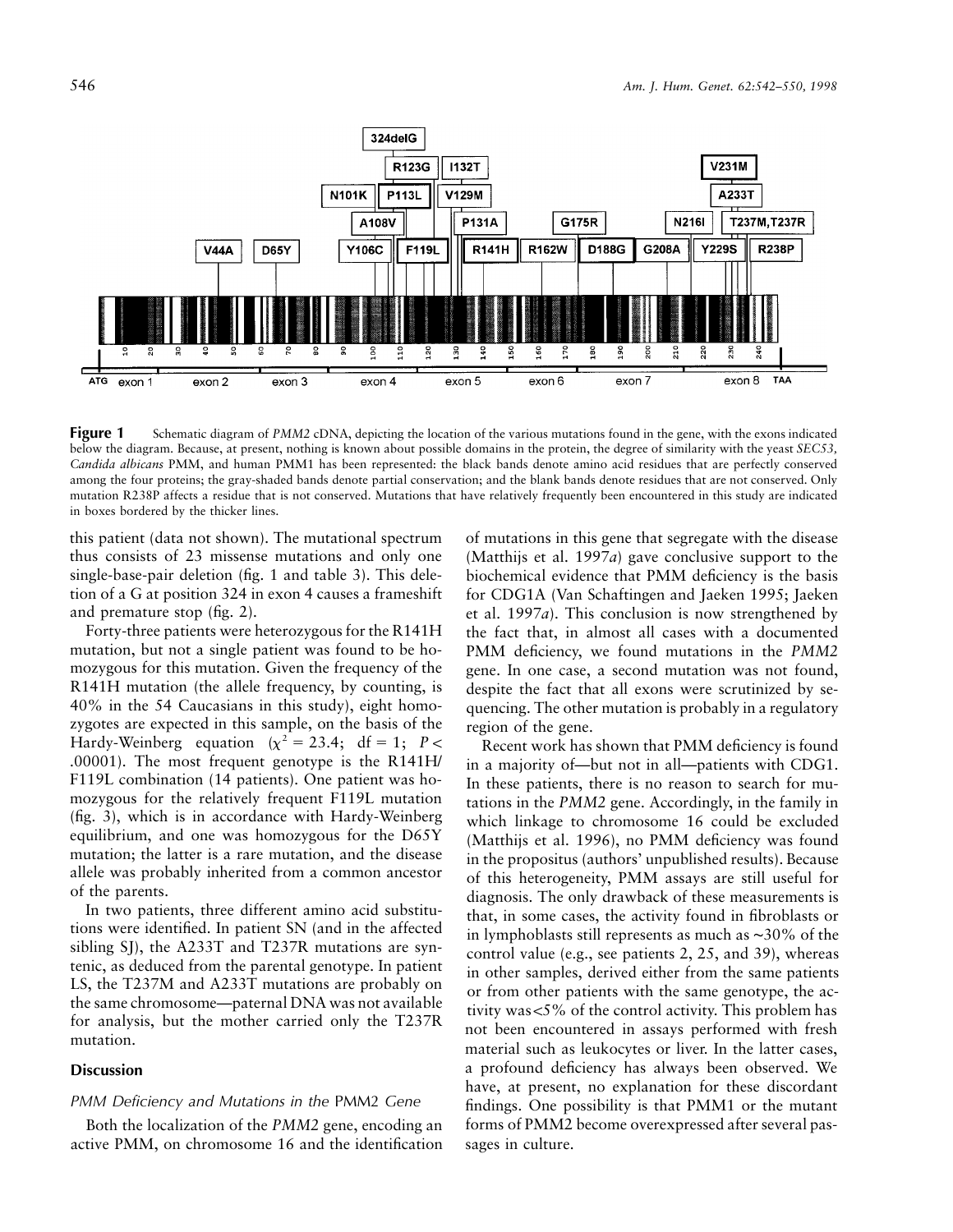**Figure 1** Schematic diagram of *PMM2* cDNA, depicting the location of the various mutations found in the gene, with the exons indicated below the diagram. Because, at present, nothing is known about possible domains in the protein, the degree of similarity with the yeast *SEC53, Candida albicans* PMM, and human PMM1 has been represented: the black bands denote amino acid residues that are perfectly conserved among the four proteins; the gray-shaded bands denote partial conservation; and the blank bands denote residues that are not conserved. Only mutation R238P affects a residue that is not conserved. Mutations that have relatively frequently been encountered in this study are indicated in boxes bordered by the thicker lines.

this patient (data not shown). The mutational spectrum thus consists of 23 missense mutations and only one single-base-pair deletion (fig. 1 and table 3). This deletion of a G at position 324 in exon 4 causes a frameshift and premature stop (fig. 2).

Forty-three patients were heterozygous for the R141H mutation, but not a single patient was found to be homozygous for this mutation. Given the frequency of the R141H mutation (the allele frequency, by counting, is 40% in the 54 Caucasians in this study), eight homozygotes are expected in this sample, on the basis of the Hardy-Weinberg equation ($\chi^2 = 23.4$; df = 1; $P < .00001$). The most frequent genotype is the R141H/F119L combination (14 patients). One patient was homozygous for the relatively frequent F119L mutation (fig. 3), which is in accordance with Hardy-Weinberg equilibrium, and one was homozygous for the D65Y mutation; the latter is a rare mutation, and the disease allele was probably inherited from a common ancestor of the parents.

In two patients, three different amino acid substitutions were identified. In patient SN (and in the affected sibling SJ), the A233T and T237R mutations are syntenic, as deduced from the parental genotype. In patient LS, the T237M and A233T mutations are probably on the same chromosome—paternal DNA was not available for analysis, but the mother carried only the T237R mutation.

## Discussion

### *PMM Deficiency and Mutations in the* PMM2 *Gene*

Both the localization of the *PMM2* gene, encoding an active PMM, on chromosome 16 and the identification of mutations in this gene that segregate with the disease (Matthijs et al. 1997*a*) gave conclusive support to the biochemical evidence that PMM deficiency is the basis for CDG1A (Van Schaftingen and Jaeken 1995; Jaeken et al. 1997*a*). This conclusion is now strengthened by the fact that, in almost all cases with a documented PMM deficiency, we found mutations in the *PMM2* gene. In one case, a second mutation was not found, despite the fact that all exons were scrutinized by sequencing. The other mutation is probably in a regulatory region of the gene.

Recent work has shown that PMM deficiency is found in a majority of—but not in all—patients with CDG1. In these patients, there is no reason to search for mutations in the *PMM2* gene. Accordingly, in the family in which linkage to chromosome 16 could be excluded (Matthijs et al. 1996), no PMM deficiency was found in the propositus (authors' unpublished results). Because of this heterogeneity, PMM assays are still useful for diagnosis. The only drawback of these measurements is that, in some cases, the activity found in fibroblasts or in lymphoblasts still represents as much as ~30% of the control value (e.g., see patients 2, 25, and 39), whereas in other samples, derived either from the same patients or from other patients with the same genotype, the activity was <5% of the control activity. This problem has not been encountered in assays performed with fresh material such as leukocytes or liver. In the latter cases, a profound deficiency has always been observed. We have, at present, no explanation for these discordant findings. One possibility is that PMM1 or the mutant forms of PMM2 become overexpressed after several passages in culture.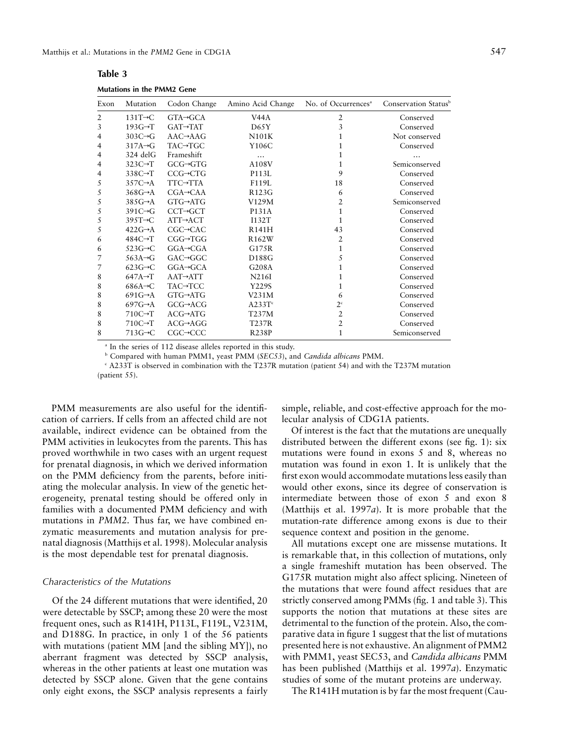**Table 3**

**Mutations in the PMM2 Gene**

| Exon | Mutation | Codon Change | Amino Acid Change | No. of Occurrences[a] | Conservation Status[b] |
|---|---|---|---|---|---|
| 2 | 131T→C | GTA→GCA | V44A | 2 | Conserved |
| 3 | 193G→T | GAT→TAT | D65Y | 3 | Conserved |
| 4 | 303C→G | AAC→AAG | N101K | 1 | Not conserved |
| 4 | 317A→G | TAC→TGC | Y106C | 1 | Conserved |
| 4 | 324 delG | Frameshift | … | 1 | … |
| 4 | 323C→T | GCG→GTG | A108V | 1 | Semiconserved |
| 4 | 338C→T | CCG→CTG | P113L | 9 | Conserved |
| 5 | 357C→A | TTC→TTA | F119L | 18 | Conserved |
| 5 | 368G→A | CGA→CAA | R123G | 6 | Conserved |
| 5 | 385G→A | GTG→ATG | V129M | 2 | Semiconserved |
| 5 | 391C→G | CCT→GCT | P131A | 1 | Conserved |
| 5 | 395T→C | ATT→ACT | I132T | 1 | Conserved |
| 5 | 422G→A | CGC→CAC | R141H | 43 | Conserved |
| 6 | 484C→T | CGG→TGG | R162W | 2 | Conserved |
| 6 | 523G→C | GGA→CGA | G175R | 1 | Conserved |
| 7 | 563A→G | GAC→GGC | D188G | 5 | Conserved |
| 7 | 623G→C | GGA→GCA | G208A | 1 | Conserved |
| 8 | 647A→T | AAT→ATT | N216I | 1 | Conserved |
| 8 | 686A→C | TAC→TCC | Y229S | 1 | Conserved |
| 8 | 691G→A | GTG→ATG | V231M | 6 | Conserved |
| 8 | 697G→A | GCG→ACG | A233T[c] | 2[c] | Conserved |
| 8 | 710C→T | ACG→ATG | T237M | 2 | Conserved |
| 8 | 710C→T | ACG→AGG | T237R | 2 | Conserved |
| 8 | 713G→C | CGC→CCC | R238P | 1 | Semiconserved |

[a] In the series of 112 disease alleles reported in this study.

[b] Compared with human PMM1, yeast PMM (*SEC53*), and *Candida albicans* PMM.

[c] A233T is observed in combination with the T237R mutation (patient 54) and with the T237M mutation (patient 55).

PMM measurements are also useful for the identification of carriers. If cells from an affected child are not available, indirect evidence can be obtained from the PMM activities in leukocytes from the parents. This has proved worthwhile in two cases with an urgent request for prenatal diagnosis, in which we derived information on the PMM deficiency from the parents, before initiating the molecular analysis. In view of the genetic heterogeneity, prenatal testing should be offered only in families with a documented PMM deficiency and with mutations in *PMM2*. Thus far, we have combined enzymatic measurements and mutation analysis for prenatal diagnosis (Matthijs et al. 1998). Molecular analysis is the most dependable test for prenatal diagnosis.

### *Characteristics of the Mutations*

Of the 24 different mutations that were identified, 20 were detectable by SSCP; among these 20 were the most frequent ones, such as R141H, P113L, F119L, V231M, and D188G. In practice, in only 1 of the 56 patients with mutations (patient MM [and the sibling MY]), no aberrant fragment was detected by SSCP analysis, whereas in the other patients at least one mutation was detected by SSCP alone. Given that the gene contains only eight exons, the SSCP analysis represents a fairly simple, reliable, and cost-effective approach for the molecular analysis of CDG1A patients.

Of interest is the fact that the mutations are unequally distributed between the different exons (see fig. 1): six mutations were found in exons 5 and 8, whereas no mutation was found in exon 1. It is unlikely that the first exon would accommodate mutations less easily than would other exons, since its degree of conservation is intermediate between those of exon 5 and exon 8 (Matthijs et al. 1997*a*). It is more probable that the mutation-rate difference among exons is due to their sequence context and position in the genome.

All mutations except one are missense mutations. It is remarkable that, in this collection of mutations, only a single frameshift mutation has been observed. The G175R mutation might also affect splicing. Nineteen of the mutations that were found affect residues that are strictly conserved among PMMs (fig. 1 and table 3). This supports the notion that mutations at these sites are detrimental to the function of the protein. Also, the comparative data in figure 1 suggest that the list of mutations presented here is not exhaustive. An alignment of PMM2 with PMM1, yeast SEC53, and *Candida albicans* PMM has been published (Matthijs et al. 1997*a*). Enzymatic studies of some of the mutant proteins are underway.

The R141H mutation is by far the most frequent (Cau-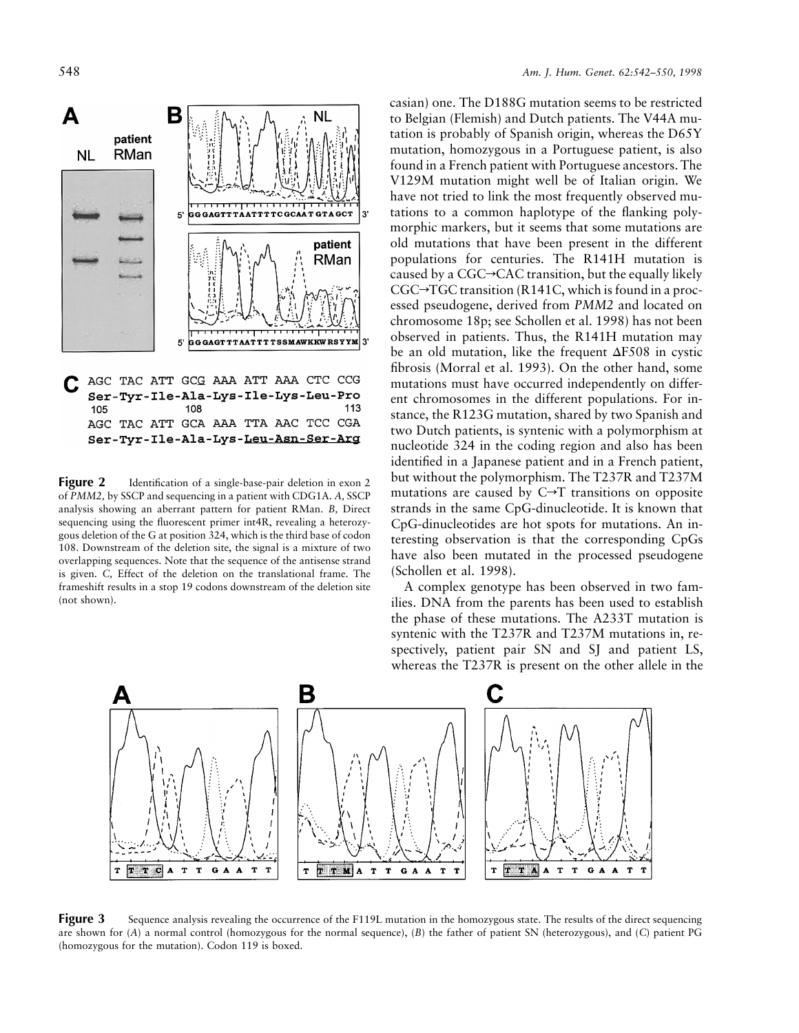casian) one. The D188G mutation seems to be restricted to Belgian (Flemish) and Dutch patients. The V44A mutation is probably of Spanish origin, whereas the D65Y mutation, homozygous in a Portuguese patient, is also found in a French patient with Portuguese ancestors. The V129M mutation might well be of Italian origin. We have not tried to link the most frequently observed mutations to a common haplotype of the flanking polymorphic markers, but it seems that some mutations are old mutations that have been present in the different populations for centuries. The R141H mutation is caused by a CGC→CAC transition, but the equally likely CGC→TGC transition (R141C, which is found in a processed pseudogene, derived from *PMM2* and located on chromosome 18p; see Schollen et al. 1998) has not been observed in patients. Thus, the R141H mutation may be an old mutation, like the frequent ΔF508 in cystic fibrosis (Morral et al. 1993). On the other hand, some mutations must have occurred independently on different chromosomes in the different populations. For instance, the R123G mutation, shared by two Spanish and two Dutch patients, is syntenic with a polymorphism at nucleotide 324 in the coding region and also has been identified in a Japanese patient and in a French patient, but without the polymorphism. The T237R and T237M mutations are caused by C→T transitions on opposite strands in the same CpG-dinucleotide. It is known that CpG-dinucleotides are hot spots for mutations. An interesting observation is that the corresponding CpGs have also been mutated in the processed pseudogene (Schollen et al. 1998).

A complex genotype has been observed in two families. DNA from the parents has been used to establish the phase of these mutations. The A233T mutation is syntenic with the T237R and T237M mutations in, respectively, patient pair SN and SJ and patient LS, whereas the T237R is present on the other allele in the

**Figure 2** Identification of a single-base-pair deletion in exon 2 of *PMM2,* by SSCP and sequencing in a patient with CDG1A. *A,* SSCP analysis showing an aberrant pattern for patient RMan. *B,* Direct sequencing using the fluorescent primer int4R, revealing a heterozygous deletion of the G at position 324, which is the third base of codon 108. Downstream of the deletion site, the signal is a mixture of two overlapping sequences. Note that the sequence of the antisense strand is given. *C,* Effect of the deletion on the translational frame. The frameshift results in a stop 19 codons downstream of the deletion site (not shown).

**Figure 3** Sequence analysis revealing the occurrence of the F119L mutation in the homozygous state. The results of the direct sequencing are shown for (*A*) a normal control (homozygous for the normal sequence), (*B*) the father of patient SN (heterozygous), and (*C*) patient PG (homozygous for the mutation). Codon 119 is boxed.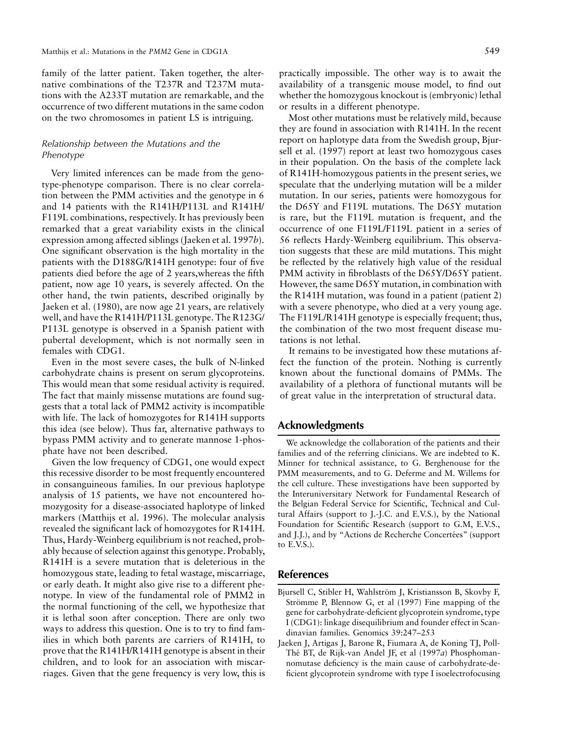family of the latter patient. Taken together, the alternative combinations of the T237R and T237M mutations with the A233T mutation are remarkable, and the occurrence of two different mutations in the same codon on the two chromosomes in patient LS is intriguing.

### *Relationship between the Mutations and the Phenotype*

Very limited inferences can be made from the genotype-phenotype comparison. There is no clear correlation between the PMM activities and the genotype in 6 and 14 patients with the R141H/P113L and R141H/F119L combinations, respectively. It has previously been remarked that a great variability exists in the clinical expression among affected siblings (Jaeken et al. 1997*b*). One significant observation is the high mortality in the patients with the D188G/R141H genotype: four of five patients died before the age of 2 years,whereas the fifth patient, now age 10 years, is severely affected. On the other hand, the twin patients, described originally by Jaeken et al. (1980), are now age 21 years, are relatively well, and have the R141H/P113L genotype. The R123G/P113L genotype is observed in a Spanish patient with pubertal development, which is not normally seen in females with CDG1.

Even in the most severe cases, the bulk of N-linked carbohydrate chains is present on serum glycoproteins. This would mean that some residual activity is required. The fact that mainly missense mutations are found suggests that a total lack of PMM2 activity is incompatible with life. The lack of homozygotes for R141H supports this idea (see below). Thus far, alternative pathways to bypass PMM activity and to generate mannose 1-phosphate have not been described.

Given the low frequency of CDG1, one would expect this recessive disorder to be most frequently encountered in consanguineous families. In our previous haplotype analysis of 15 patients, we have not encountered homozygosity for a disease-associated haplotype of linked markers (Matthijs et al. 1996). The molecular analysis revealed the significant lack of homozygotes for R141H. Thus, Hardy-Weinberg equilibrium is not reached, probably because of selection against this genotype. Probably, R141H is a severe mutation that is deleterious in the homozygous state, leading to fetal wastage, miscarriage, or early death. It might also give rise to a different phenotype. In view of the fundamental role of PMM2 in the normal functioning of the cell, we hypothesize that it is lethal soon after conception. There are only two ways to address this question. One is to try to find families in which both parents are carriers of R141H, to prove that the R141H/R141H genotype is absent in their children, and to look for an association with miscarriages. Given that the gene frequency is very low, this is practically impossible. The other way is to await the availability of a transgenic mouse model, to find out whether the homozygous knockout is (embryonic) lethal or results in a different phenotype.

Most other mutations must be relatively mild, because they are found in association with R141H. In the recent report on haplotype data from the Swedish group, Bjursell et al. (1997) report at least two homozygous cases in their population. On the basis of the complete lack of R141H-homozygous patients in the present series, we speculate that the underlying mutation will be a milder mutation. In our series, patients were homozygous for the D65Y and F119L mutations. The D65Y mutation is rare, but the F119L mutation is frequent, and the occurrence of one F119L/F119L patient in a series of 56 reflects Hardy-Weinberg equilibrium. This observation suggests that these are mild mutations. This might be reflected by the relatively high value of the residual PMM activity in fibroblasts of the D65Y/D65Y patient. However, the same D65Y mutation, in combination with the R141H mutation, was found in a patient (patient 2) with a severe phenotype, who died at a very young age. The F119L/R141H genotype is especially frequent; thus, the combination of the two most frequent disease mutations is not lethal.

It remains to be investigated how these mutations affect the function of the protein. Nothing is currently known about the functional domains of PMMs. The availability of a plethora of functional mutants will be of great value in the interpretation of structural data.

## Acknowledgments

We acknowledge the collaboration of the patients and their families and of the referring clinicians. We are indebted to K. Minner for technical assistance, to G. Berghenouse for the PMM measurements, and to G. Deferme and M. Willems for the cell culture. These investigations have been supported by the Interuniversitary Network for Fundamental Research of the Belgian Federal Service for Scientific, Technical and Cultural Affairs (support to J.-J.C. and E.V.S.), by the National Foundation for Scientific Research (support to G.M, E.V.S., and J.J.), and by "Actions de Recherche Concertées" (support to E.V.S.).

## References

Bjursell C, Stibler H, Wahlström J, Kristiansson B, Skovby F, Strömme P, Blennow G, et al (1997) Fine mapping of the gene for carbohydrate-deficient glycoprotein syndrome, type I (CDG1): linkage disequilibrium and founder effect in Scandinavian families. Genomics 39:247–253

Jaeken J, Artigas J, Barone R, Fiumara A, de Koning TJ, Poll-Thé BT, de Rijk-van Andel JF, et al (1997*a*) Phosphomannomutase deficiency is the main cause of carbohydrate-deficient glycoprotein syndrome with type I isoelectrofocusing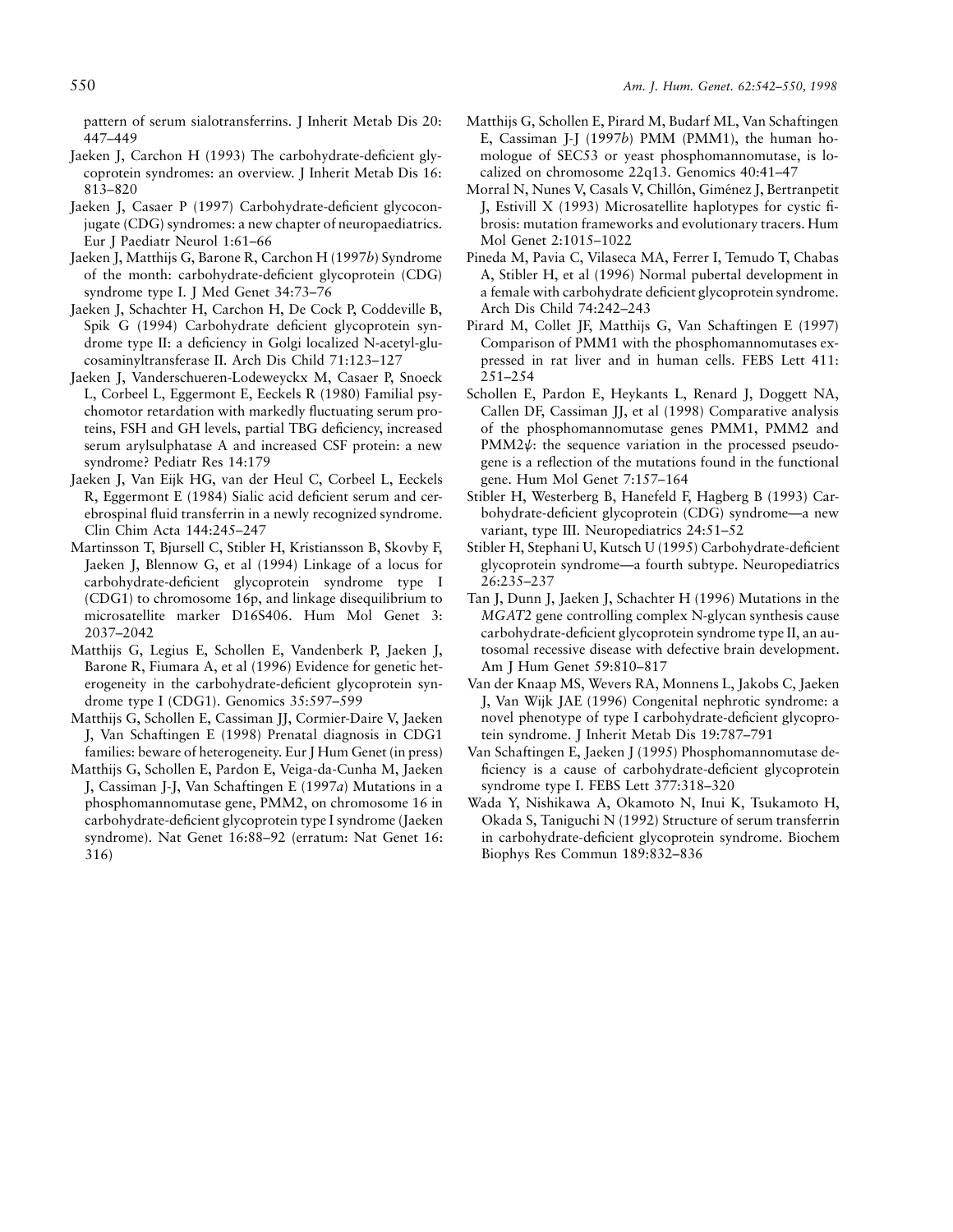pattern of serum sialotransferrins. J Inherit Metab Dis 20: 447–449

Jaeken J, Carchon H (1993) The carbohydrate-deficient glycoprotein syndromes: an overview. J Inherit Metab Dis 16: 813–820

Jaeken J, Casaer P (1997) Carbohydrate-deficient glycoconjugate (CDG) syndromes: a new chapter of neuropaediatrics. Eur J Paediatr Neurol 1:61–66

Jaeken J, Matthijs G, Barone R, Carchon H (1997*b*) Syndrome of the month: carbohydrate-deficient glycoprotein (CDG) syndrome type I. J Med Genet 34:73–76

Jaeken J, Schachter H, Carchon H, De Cock P, Coddeville B, Spik G (1994) Carbohydrate deficient glycoprotein syndrome type II: a deficiency in Golgi localized N-acetyl-glucosaminyltransferase II. Arch Dis Child 71:123–127

Jaeken J, Vanderschueren-Lodeweyckx M, Casaer P, Snoeck L, Corbeel L, Eggermont E, Eeckels R (1980) Familial psychomotor retardation with markedly fluctuating serum proteins, FSH and GH levels, partial TBG deficiency, increased serum arylsulphatase A and increased CSF protein: a new syndrome? Pediatr Res 14:179

Jaeken J, Van Eijk HG, van der Heul C, Corbeel L, Eeckels R, Eggermont E (1984) Sialic acid deficient serum and cerebrospinal fluid transferrin in a newly recognized syndrome. Clin Chim Acta 144:245–247

Martinsson T, Bjursell C, Stibler H, Kristiansson B, Skovby F, Jaeken J, Blennow G, et al (1994) Linkage of a locus for carbohydrate-deficient glycoprotein syndrome type I (CDG1) to chromosome 16p, and linkage disequilibrium to microsatellite marker D16S406. Hum Mol Genet 3: 2037–2042

Matthijs G, Legius E, Schollen E, Vandenberk P, Jaeken J, Barone R, Fiumara A, et al (1996) Evidence for genetic heterogeneity in the carbohydrate-deficient glycoprotein syndrome type I (CDG1). Genomics 35:597–599

Matthijs G, Schollen E, Cassiman JJ, Cormier-Daire V, Jaeken J, Van Schaftingen E (1998) Prenatal diagnosis in CDG1 families: beware of heterogeneity. Eur J Hum Genet (in press)

Matthijs G, Schollen E, Pardon E, Veiga-da-Cunha M, Jaeken J, Cassiman J-J, Van Schaftingen E (1997*a*) Mutations in a phosphomannomutase gene, PMM2, on chromosome 16 in carbohydrate-deficient glycoprotein type I syndrome (Jaeken syndrome). Nat Genet 16:88–92 (erratum: Nat Genet 16: 316)

Matthijs G, Schollen E, Pirard M, Budarf ML, Van Schaftingen E, Cassiman J-J (1997*b*) PMM (PMM1), the human homologue of SEC53 or yeast phosphomannomutase, is localized on chromosome 22q13. Genomics 40:41–47

Morral N, Nunes V, Casals V, Chillón, Giménez J, Bertranpetit J, Estivill X (1993) Microsatellite haplotypes for cystic fibrosis: mutation frameworks and evolutionary tracers. Hum Mol Genet 2:1015–1022

Pineda M, Pavia C, Vilaseca MA, Ferrer I, Temudo T, Chabas A, Stibler H, et al (1996) Normal pubertal development in a female with carbohydrate deficient glycoprotein syndrome. Arch Dis Child 74:242–243

Pirard M, Collet JF, Matthijs G, Van Schaftingen E (1997) Comparison of PMM1 with the phosphomannomutases expressed in rat liver and in human cells. FEBS Lett 411: 251–254

Schollen E, Pardon E, Heykants L, Renard J, Doggett NA, Callen DF, Cassiman JJ, et al (1998) Comparative analysis of the phosphomannomutase genes PMM1, PMM2 and PMM2$\psi$: the sequence variation in the processed pseudogene is a reflection of the mutations found in the functional gene. Hum Mol Genet 7:157–164

Stibler H, Westerberg B, Hanefeld F, Hagberg B (1993) Carbohydrate-deficient glycoprotein (CDG) syndrome—a new variant, type III. Neuropediatrics 24:51–52

Stibler H, Stephani U, Kutsch U (1995) Carbohydrate-deficient glycoprotein syndrome—a fourth subtype. Neuropediatrics 26:235–237

Tan J, Dunn J, Jaeken J, Schachter H (1996) Mutations in the *MGAT2* gene controlling complex N-glycan synthesis cause carbohydrate-deficient glycoprotein syndrome type II, an autosomal recessive disease with defective brain development. Am J Hum Genet 59:810–817

Van der Knaap MS, Wevers RA, Monnens L, Jakobs C, Jaeken J, Van Wijk JAE (1996) Congenital nephrotic syndrome: a novel phenotype of type I carbohydrate-deficient glycoprotein syndrome. J Inherit Metab Dis 19:787–791

Van Schaftingen E, Jaeken J (1995) Phosphomannomutase deficiency is a cause of carbohydrate-deficient glycoprotein syndrome type I. FEBS Lett 377:318–320

Wada Y, Nishikawa A, Okamoto N, Inui K, Tsukamoto H, Okada S, Taniguchi N (1992) Structure of serum transferrin in carbohydrate-deficient glycoprotein syndrome. Biochem Biophys Res Commun 189:832–836